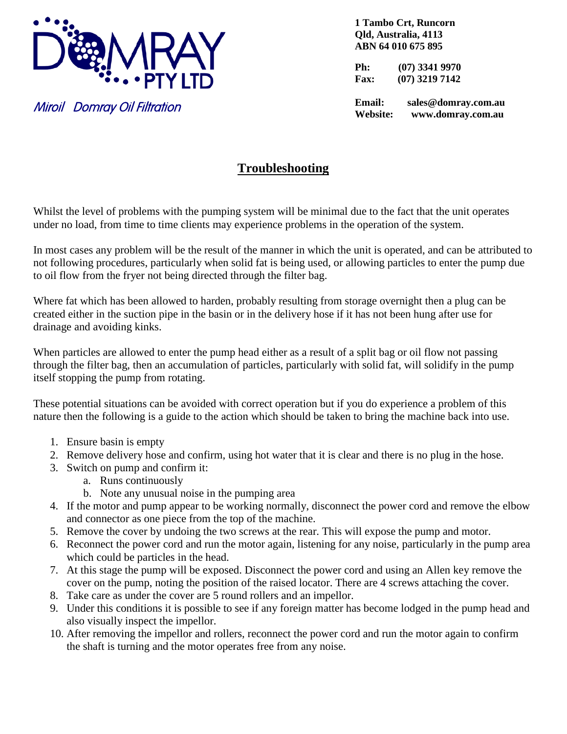DOMRAY PTY LTD

*Miroil Domray Oil Filtration*

**1 Tambo Crt, Runcorn**
**Qld, Australia, 4113**
**ABN 64 010 675 895**

**Ph:** **(07) 3341 9970**
**Fax:** **(07) 3219 7142**

**Email:** **sales@domray.com.au**
**Website:** **www.domray.com.au**

# Troubleshooting

Whilst the level of problems with the pumping system will be minimal due to the fact that the unit operates under no load, from time to time clients may experience problems in the operation of the system.

In most cases any problem will be the result of the manner in which the unit is operated, and can be attributed to not following procedures, particularly when solid fat is being used, or allowing particles to enter the pump due to oil flow from the fryer not being directed through the filter bag.

Where fat which has been allowed to harden, probably resulting from storage overnight then a plug can be created either in the suction pipe in the basin or in the delivery hose if it has not been hung after use for drainage and avoiding kinks.

When particles are allowed to enter the pump head either as a result of a split bag or oil flow not passing through the filter bag, then an accumulation of particles, particularly with solid fat, will solidify in the pump itself stopping the pump from rotating.

These potential situations can be avoided with correct operation but if you do experience a problem of this nature then the following is a guide to the action which should be taken to bring the machine back into use.

1. Ensure basin is empty
2. Remove delivery hose and confirm, using hot water that it is clear and there is no plug in the hose.
3. Switch on pump and confirm it:
   a. Runs continuously
   b. Note any unusual noise in the pumping area
4. If the motor and pump appear to be working normally, disconnect the power cord and remove the elbow and connector as one piece from the top of the machine.
5. Remove the cover by undoing the two screws at the rear. This will expose the pump and motor.
6. Reconnect the power cord and run the motor again, listening for any noise, particularly in the pump area which could be particles in the head.
7. At this stage the pump will be exposed. Disconnect the power cord and using an Allen key remove the cover on the pump, noting the position of the raised locator. There are 4 screws attaching the cover.
8. Take care as under the cover are 5 round rollers and an impellor.
9. Under this conditions it is possible to see if any foreign matter has become lodged in the pump head and also visually inspect the impellor.
10. After removing the impellor and rollers, reconnect the power cord and run the motor again to confirm the shaft is turning and the motor operates free from any noise.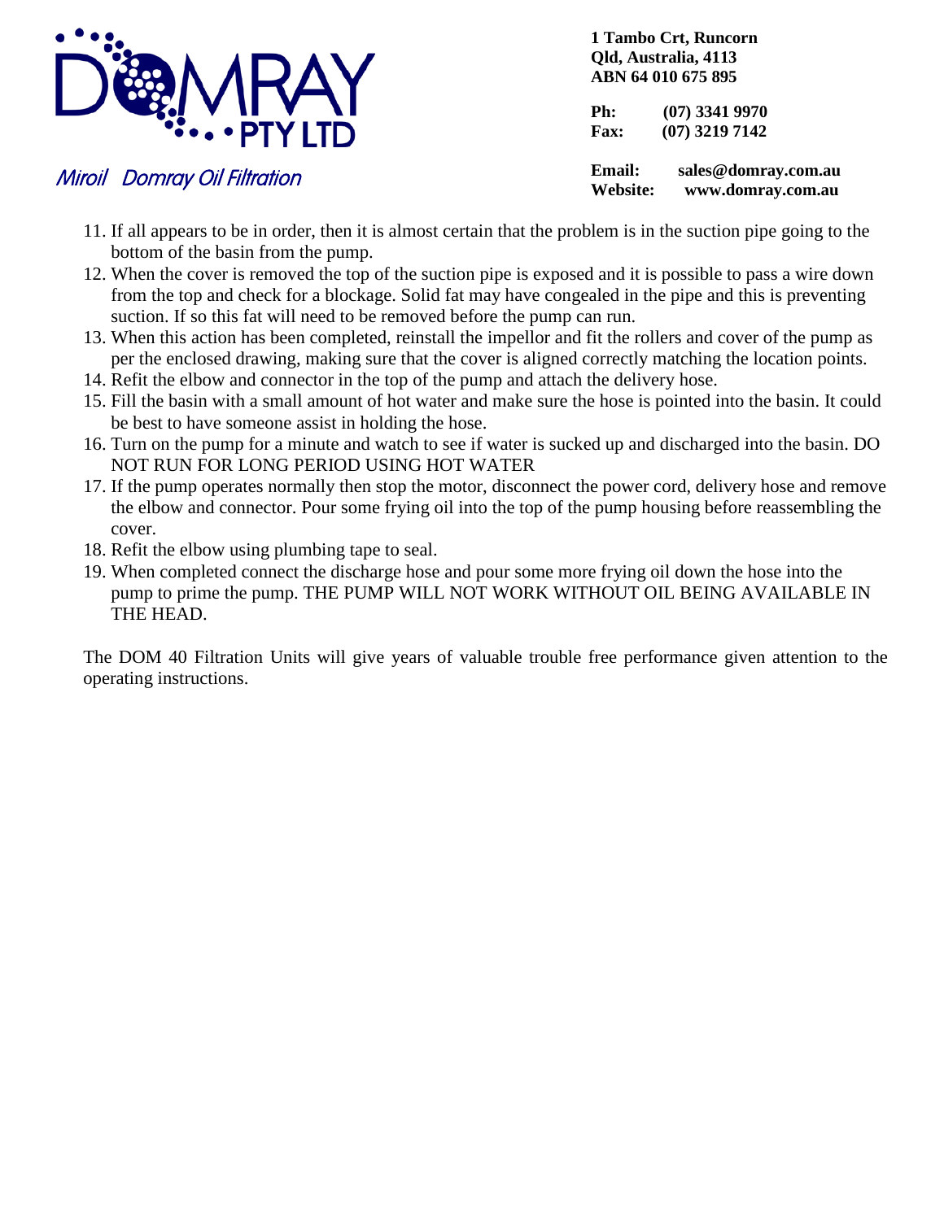11. If all appears to be in order, then it is almost certain that the problem is in the suction pipe going to the bottom of the basin from the pump.
12. When the cover is removed the top of the suction pipe is exposed and it is possible to pass a wire down from the top and check for a blockage. Solid fat may have congealed in the pipe and this is preventing suction. If so this fat will need to be removed before the pump can run.
13. When this action has been completed, reinstall the impellor and fit the rollers and cover of the pump as per the enclosed drawing, making sure that the cover is aligned correctly matching the location points.
14. Refit the elbow and connector in the top of the pump and attach the delivery hose.
15. Fill the basin with a small amount of hot water and make sure the hose is pointed into the basin. It could be best to have someone assist in holding the hose.
16. Turn on the pump for a minute and watch to see if water is sucked up and discharged into the basin. DO NOT RUN FOR LONG PERIOD USING HOT WATER
17. If the pump operates normally then stop the motor, disconnect the power cord, delivery hose and remove the elbow and connector. Pour some frying oil into the top of the pump housing before reassembling the cover.
18. Refit the elbow using plumbing tape to seal.
19. When completed connect the discharge hose and pour some more frying oil down the hose into the pump to prime the pump. THE PUMP WILL NOT WORK WITHOUT OIL BEING AVAILABLE IN THE HEAD.

The DOM 40 Filtration Units will give years of valuable trouble free performance given attention to the operating instructions.